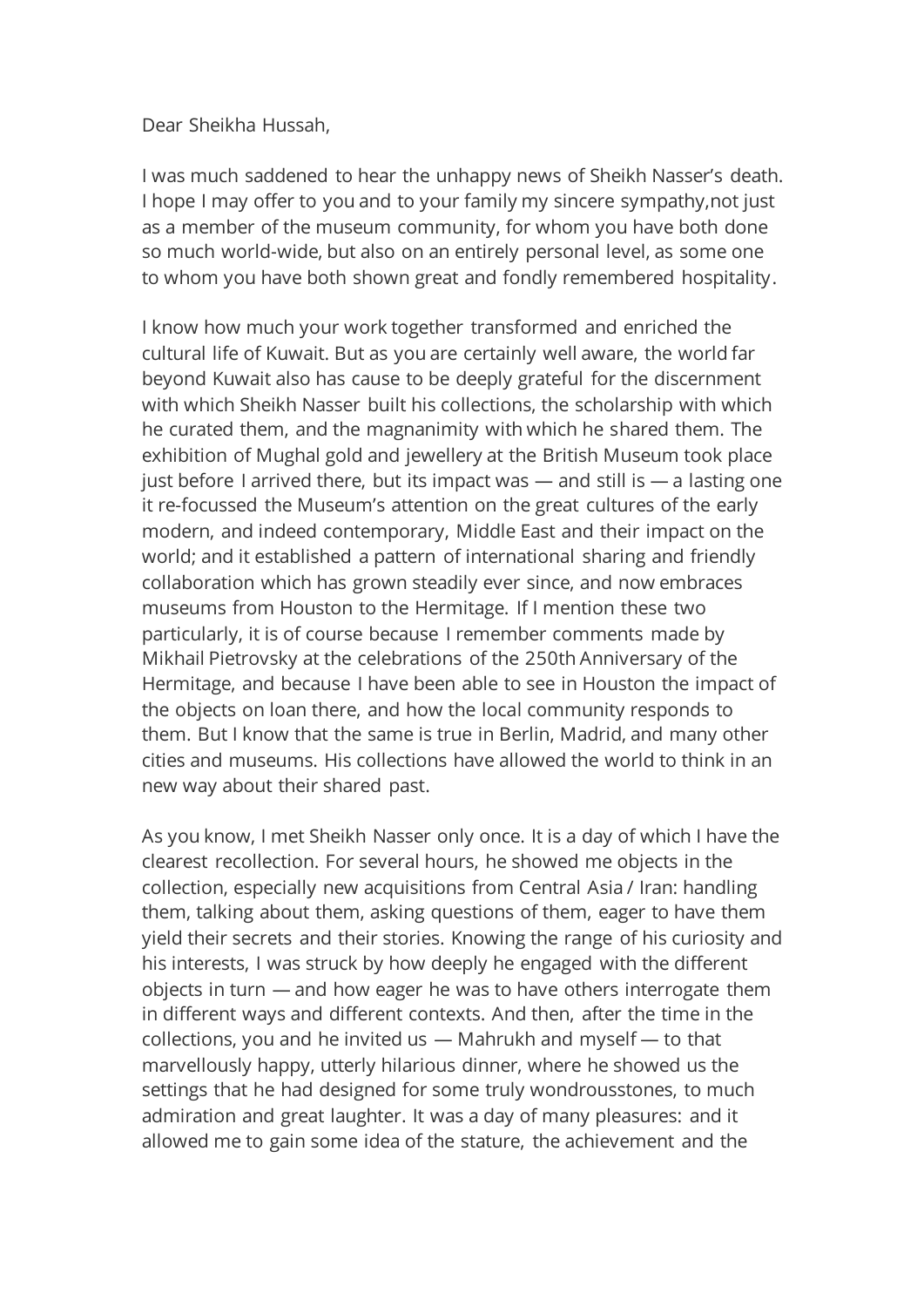Dear Sheikha Hussah,

I was much saddened to hear the unhappy news of Sheikh Nasser's death. I hope I may offer to you and to your family my sincere sympathy,not just as a member of the museum community, for whom you have both done so much world-wide, but also on an entirely personal level, as some one to whom you have both shown great and fondly remembered hospitality.

I know how much your work together transformed and enriched the cultural life of Kuwait. But as you are certainly well aware, the world far beyond Kuwait also has cause to be deeply grateful for the discernment with which Sheikh Nasser built his collections, the scholarship with which he curated them, and the magnanimity with which he shared them. The exhibition of Mughal gold and jewellery at the British Museum took place just before I arrived there, but its impact was — and still is — a lasting one it re-focussed the Museum's attention on the great cultures of the early modern, and indeed contemporary, Middle East and their impact on the world; and it established a pattern of international sharing and friendly collaboration which has grown steadily ever since, and now embraces museums from Houston to the Hermitage. If I mention these two particularly, it is of course because I remember comments made by Mikhail Pietrovsky at the celebrations of the 250th Anniversary of the Hermitage, and because I have been able to see in Houston the impact of the objects on loan there, and how the local community responds to them. But I know that the same is true in Berlin, Madrid, and many other cities and museums. His collections have allowed the world to think in an new way about their shared past.

As you know, I met Sheikh Nasser only once. It is a day of which I have the clearest recollection. For several hours, he showed me objects in the collection, especially new acquisitions from Central Asia / Iran: handling them, talking about them, asking questions of them, eager to have them yield their secrets and their stories. Knowing the range of his curiosity and his interests, I was struck by how deeply he engaged with the different objects in turn — and how eager he was to have others interrogate them in different ways and different contexts. And then, after the time in the collections, you and he invited us — Mahrukh and myself — to that marvellously happy, utterly hilarious dinner, where he showed us the settings that he had designed for some truly wondrousstones, to much admiration and great laughter. It was a day of many pleasures: and it allowed me to gain some idea of the stature, the achievement and the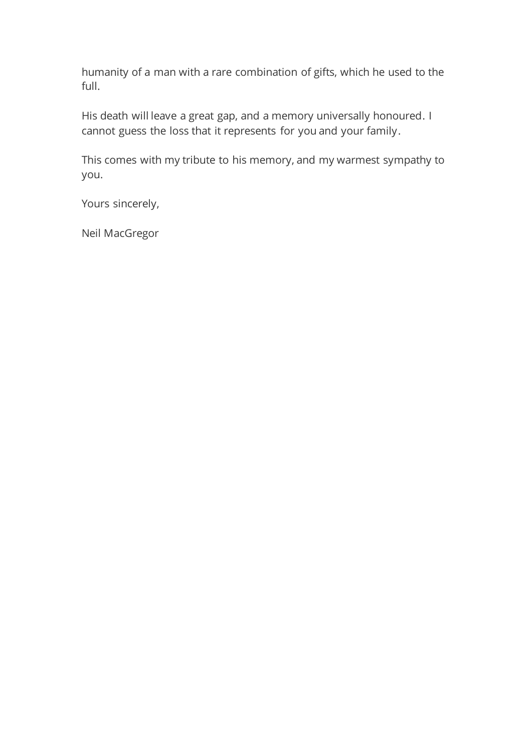humanity of a man with a rare combination of gifts, which he used to the full.

His death will leave a great gap, and a memory universally honoured. I cannot guess the loss that it represents for you and your family.

This comes with my tribute to his memory, and my warmest sympathy to you.

Yours sincerely,

Neil MacGregor